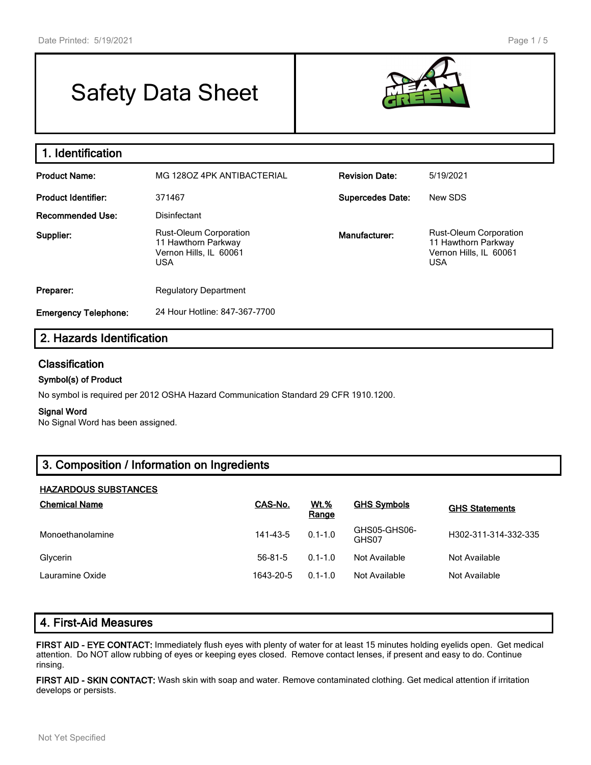# Safety Data Sheet

## 1. Identification

| | | | |
|---|---|---|---|
| **Product Name:** | MG 128OZ 4PK ANTIBACTERIAL | **Revision Date:** | 5/19/2021 |
| **Product Identifier:** | 371467 | **Supercedes Date:** | New SDS |
| **Recommended Use:** | Disinfectant | | |
| **Supplier:** | Rust-Oleum Corporation<br>11 Hawthorn Parkway<br>Vernon Hills, IL 60061<br>USA | **Manufacturer:** | Rust-Oleum Corporation<br>11 Hawthorn Parkway<br>Vernon Hills, IL 60061<br>USA |
| **Preparer:** | Regulatory Department | | |
| **Emergency Telephone:** | 24 Hour Hotline: 847-367-7700 | | |

## 2. Hazards Identification

### Classification

**Symbol(s) of Product**

No symbol is required per 2012 OSHA Hazard Communication Standard 29 CFR 1910.1200.

**Signal Word**

No Signal Word has been assigned.

## 3. Composition / Information on Ingredients

**HAZARDOUS SUBSTANCES**

| Chemical Name | CAS-No. | Wt.% Range | GHS Symbols | GHS Statements |
|---|---|---|---|---|
| Monoethanolamine | 141-43-5 | 0.1-1.0 | GHS05-GHS06-GHS07 | H302-311-314-332-335 |
| Glycerin | 56-81-5 | 0.1-1.0 | Not Available | Not Available |
| Lauramine Oxide | 1643-20-5 | 0.1-1.0 | Not Available | Not Available |

## 4. First-Aid Measures

**FIRST AID - EYE CONTACT:** Immediately flush eyes with plenty of water for at least 15 minutes holding eyelids open. Get medical attention. Do NOT allow rubbing of eyes or keeping eyes closed. Remove contact lenses, if present and easy to do. Continue rinsing.

**FIRST AID - SKIN CONTACT:** Wash skin with soap and water. Remove contaminated clothing. Get medical attention if irritation develops or persists.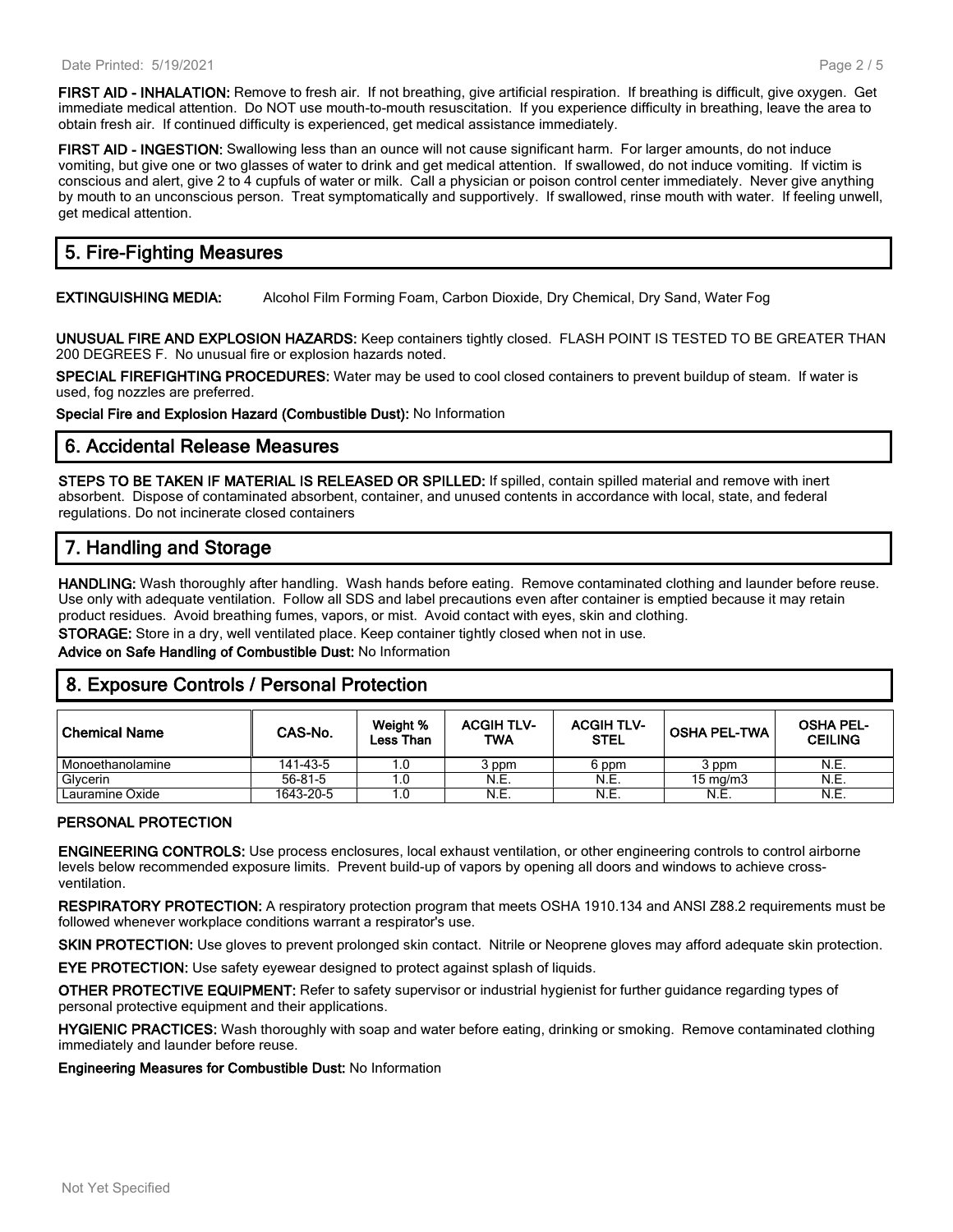**FIRST AID - INHALATION:** Remove to fresh air. If not breathing, give artificial respiration. If breathing is difficult, give oxygen. Get immediate medical attention. Do NOT use mouth-to-mouth resuscitation. If you experience difficulty in breathing, leave the area to obtain fresh air. If continued difficulty is experienced, get medical assistance immediately.

**FIRST AID - INGESTION:** Swallowing less than an ounce will not cause significant harm. For larger amounts, do not induce vomiting, but give one or two glasses of water to drink and get medical attention. If swallowed, do not induce vomiting. If victim is conscious and alert, give 2 to 4 cupfuls of water or milk. Call a physician or poison control center immediately. Never give anything by mouth to an unconscious person. Treat symptomatically and supportively. If swallowed, rinse mouth with water. If feeling unwell, get medical attention.

## 5. Fire-Fighting Measures

**EXTINGUISHING MEDIA:** Alcohol Film Forming Foam, Carbon Dioxide, Dry Chemical, Dry Sand, Water Fog

**UNUSUAL FIRE AND EXPLOSION HAZARDS:** Keep containers tightly closed. FLASH POINT IS TESTED TO BE GREATER THAN 200 DEGREES F. No unusual fire or explosion hazards noted.

**SPECIAL FIREFIGHTING PROCEDURES:** Water may be used to cool closed containers to prevent buildup of steam. If water is used, fog nozzles are preferred.

**Special Fire and Explosion Hazard (Combustible Dust):** No Information

## 6. Accidental Release Measures

**STEPS TO BE TAKEN IF MATERIAL IS RELEASED OR SPILLED:** If spilled, contain spilled material and remove with inert absorbent. Dispose of contaminated absorbent, container, and unused contents in accordance with local, state, and federal regulations. Do not incinerate closed containers

## 7. Handling and Storage

**HANDLING:** Wash thoroughly after handling. Wash hands before eating. Remove contaminated clothing and launder before reuse. Use only with adequate ventilation. Follow all SDS and label precautions even after container is emptied because it may retain product residues. Avoid breathing fumes, vapors, or mist. Avoid contact with eyes, skin and clothing.

**STORAGE:** Store in a dry, well ventilated place. Keep container tightly closed when not in use.

**Advice on Safe Handling of Combustible Dust:** No Information

## 8. Exposure Controls / Personal Protection

| Chemical Name | CAS-No. | Weight % Less Than | ACGIH TLV-TWA | ACGIH TLV-STEL | OSHA PEL-TWA | OSHA PEL-CEILING |
|---|---|---|---|---|---|---|
| Monoethanolamine | 141-43-5 | 1.0 | 3 ppm | 6 ppm | 3 ppm | N.E. |
| Glycerin | 56-81-5 | 1.0 | N.E. | N.E. | 15 mg/m3 | N.E. |
| Lauramine Oxide | 1643-20-5 | 1.0 | N.E. | N.E. | N.E. | N.E. |

### PERSONAL PROTECTION

**ENGINEERING CONTROLS:** Use process enclosures, local exhaust ventilation, or other engineering controls to control airborne levels below recommended exposure limits. Prevent build-up of vapors by opening all doors and windows to achieve cross-ventilation.

**RESPIRATORY PROTECTION:** A respiratory protection program that meets OSHA 1910.134 and ANSI Z88.2 requirements must be followed whenever workplace conditions warrant a respirator's use.

**SKIN PROTECTION:** Use gloves to prevent prolonged skin contact. Nitrile or Neoprene gloves may afford adequate skin protection.

**EYE PROTECTION:** Use safety eyewear designed to protect against splash of liquids.

**OTHER PROTECTIVE EQUIPMENT:** Refer to safety supervisor or industrial hygienist for further guidance regarding types of personal protective equipment and their applications.

**HYGIENIC PRACTICES:** Wash thoroughly with soap and water before eating, drinking or smoking. Remove contaminated clothing immediately and launder before reuse.

**Engineering Measures for Combustible Dust:** No Information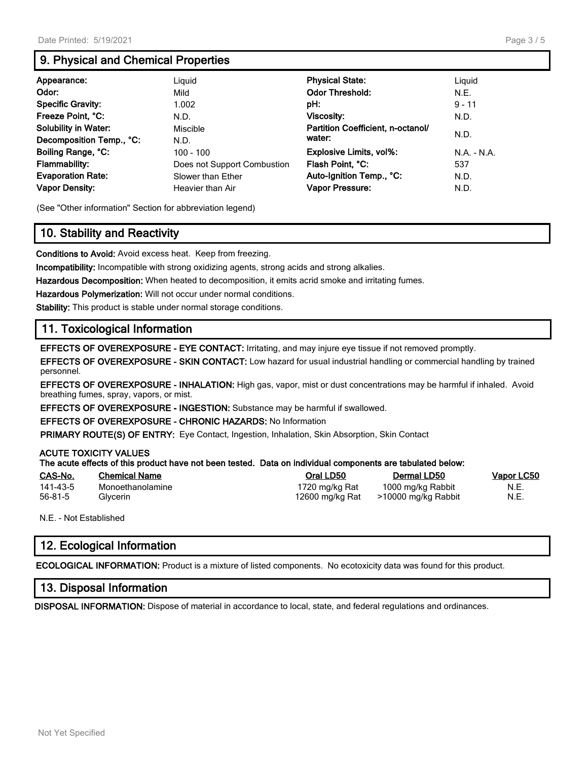## 9. Physical and Chemical Properties

| | | | |
|---|---|---|---|
| **Appearance:** | Liquid | **Physical State:** | Liquid |
| **Odor:** | Mild | **Odor Threshold:** | N.E. |
| **Specific Gravity:** | 1.002 | **pH:** | 9 - 11 |
| **Freeze Point, °C:** | N.D. | **Viscosity:** | N.D. |
| **Solubility in Water:** | Miscible | **Partition Coefficient, n-octanol/ water:** | N.D. |
| **Decomposition Temp., °C:** | N.D. | | |
| **Boiling Range, °C:** | 100 - 100 | **Explosive Limits, vol%:** | N.A. - N.A. |
| **Flammability:** | Does not Support Combustion | **Flash Point, °C:** | 537 |
| **Evaporation Rate:** | Slower than Ether | **Auto-Ignition Temp., °C:** | N.D. |
| **Vapor Density:** | Heavier than Air | **Vapor Pressure:** | N.D. |

(See "Other information" Section for abbreviation legend)

## 10. Stability and Reactivity

**Conditions to Avoid:** Avoid excess heat. Keep from freezing.

**Incompatibility:** Incompatible with strong oxidizing agents, strong acids and strong alkalies.

**Hazardous Decomposition:** When heated to decomposition, it emits acrid smoke and irritating fumes.

**Hazardous Polymerization:** Will not occur under normal conditions.

**Stability:** This product is stable under normal storage conditions.

## 11. Toxicological Information

**EFFECTS OF OVEREXPOSURE - EYE CONTACT:** Irritating, and may injure eye tissue if not removed promptly.

**EFFECTS OF OVEREXPOSURE - SKIN CONTACT:** Low hazard for usual industrial handling or commercial handling by trained personnel.

**EFFECTS OF OVEREXPOSURE - INHALATION:** High gas, vapor, mist or dust concentrations may be harmful if inhaled. Avoid breathing fumes, spray, vapors, or mist.

**EFFECTS OF OVEREXPOSURE - INGESTION:** Substance may be harmful if swallowed.

**EFFECTS OF OVEREXPOSURE - CHRONIC HAZARDS:** No Information

**PRIMARY ROUTE(S) OF ENTRY:** Eye Contact, Ingestion, Inhalation, Skin Absorption, Skin Contact

**ACUTE TOXICITY VALUES**
**The acute effects of this product have not been tested. Data on individual components are tabulated below:**

| CAS-No. | Chemical Name | Oral LD50 | Dermal LD50 | Vapor LC50 |
|---|---|---|---|---|
| 141-43-5 | Monoethanolamine | 1720 mg/kg Rat | 1000 mg/kg Rabbit | N.E. |
| 56-81-5 | Glycerin | 12600 mg/kg Rat | >10000 mg/kg Rabbit | N.E. |

N.E. - Not Established

## 12. Ecological Information

**ECOLOGICAL INFORMATION:** Product is a mixture of listed components. No ecotoxicity data was found for this product.

## 13. Disposal Information

**DISPOSAL INFORMATION:** Dispose of material in accordance to local, state, and federal regulations and ordinances.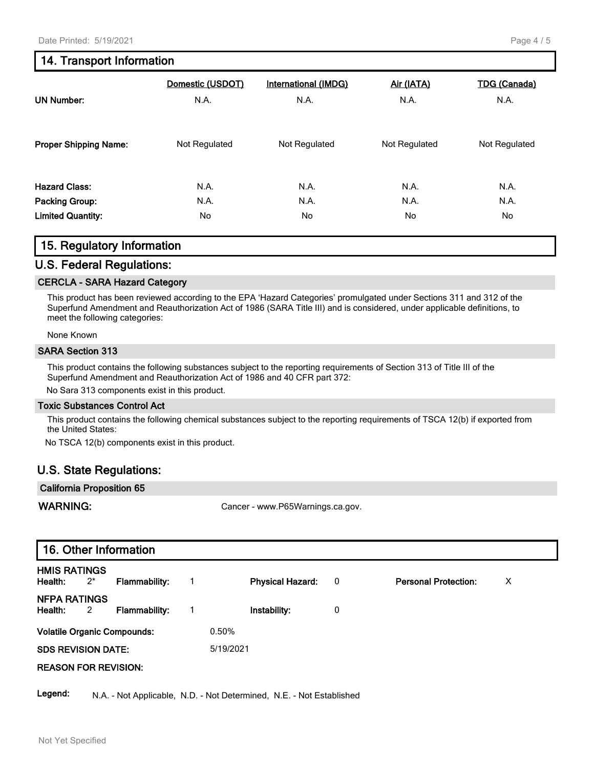## 14. Transport Information

| | Domestic (USDOT) | International (IMDG) | Air (IATA) | TDG (Canada) |
|---|---|---|---|---|
| **UN Number:** | N.A. | N.A. | N.A. | N.A. |
| **Proper Shipping Name:** | Not Regulated | Not Regulated | Not Regulated | Not Regulated |
| **Hazard Class:** | N.A. | N.A. | N.A. | N.A. |
| **Packing Group:** | N.A. | N.A. | N.A. | N.A. |
| **Limited Quantity:** | No | No | No | No |

## 15. Regulatory Information

### U.S. Federal Regulations:

**CERCLA - SARA Hazard Category**

This product has been reviewed according to the EPA 'Hazard Categories' promulgated under Sections 311 and 312 of the Superfund Amendment and Reauthorization Act of 1986 (SARA Title III) and is considered, under applicable definitions, to meet the following categories:

None Known

**SARA Section 313**

This product contains the following substances subject to the reporting requirements of Section 313 of Title III of the Superfund Amendment and Reauthorization Act of 1986 and 40 CFR part 372:

No Sara 313 components exist in this product.

**Toxic Substances Control Act**

This product contains the following chemical substances subject to the reporting requirements of TSCA 12(b) if exported from the United States:

No TSCA 12(b) components exist in this product.

### U.S. State Regulations:

**California Proposition 65**

**WARNING:** Cancer - www.P65Warnings.ca.gov.

## 16. Other Information

**HMIS RATINGS**

**Health:** 2* **Flammability:** 1 **Physical Hazard:** 0 **Personal Protection:** X

**NFPA RATINGS**

**Health:** 2 **Flammability:** 1 **Instability:** 0

**Volatile Organic Compounds:** 0.50%

**SDS REVISION DATE:** 5/19/2021

**REASON FOR REVISION:**

**Legend:** N.A. - Not Applicable, N.D. - Not Determined, N.E. - Not Established

Not Yet Specified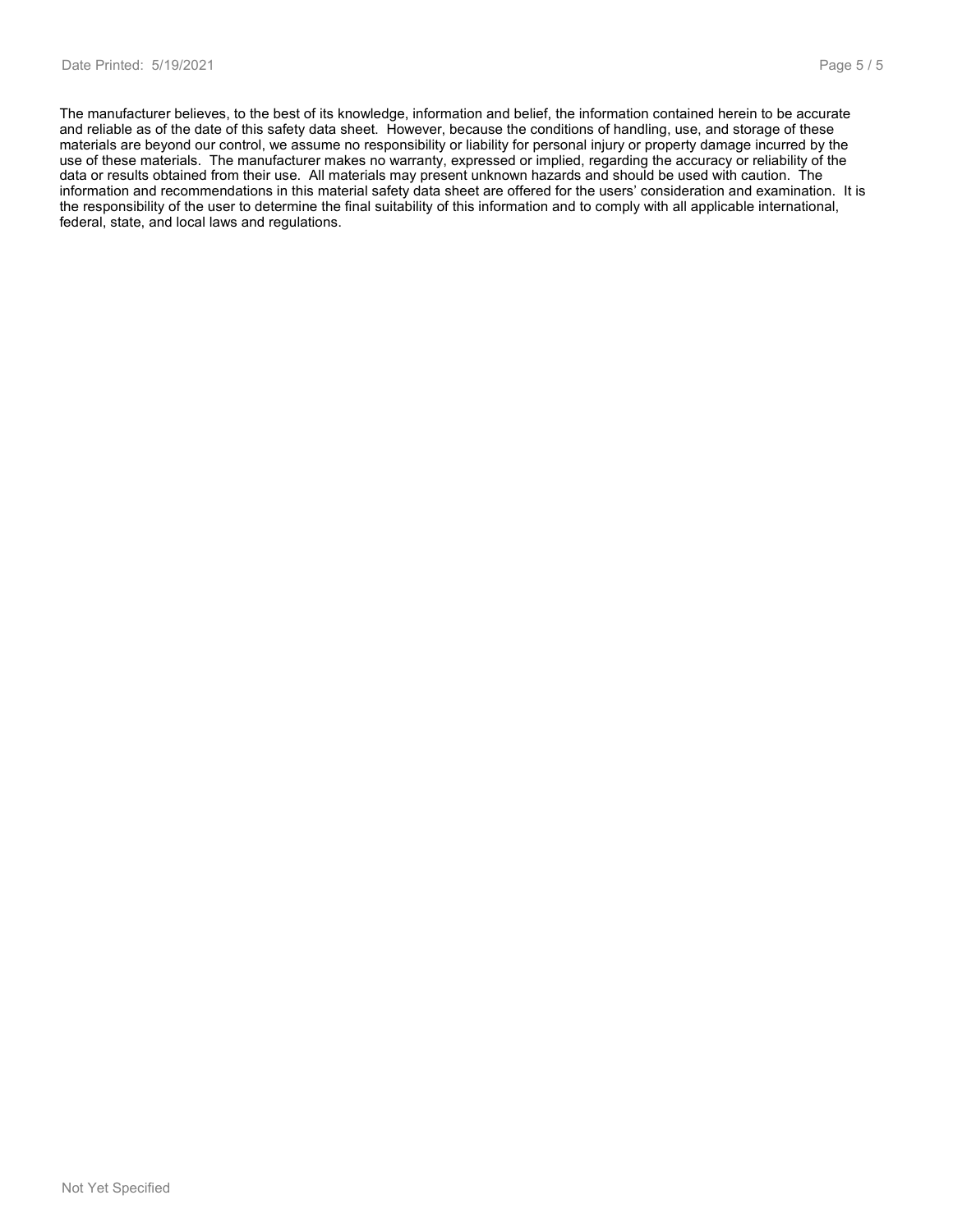The manufacturer believes, to the best of its knowledge, information and belief, the information contained herein to be accurate and reliable as of the date of this safety data sheet. However, because the conditions of handling, use, and storage of these materials are beyond our control, we assume no responsibility or liability for personal injury or property damage incurred by the use of these materials. The manufacturer makes no warranty, expressed or implied, regarding the accuracy or reliability of the data or results obtained from their use. All materials may present unknown hazards and should be used with caution. The information and recommendations in this material safety data sheet are offered for the users' consideration and examination. It is the responsibility of the user to determine the final suitability of this information and to comply with all applicable international, federal, state, and local laws and regulations.